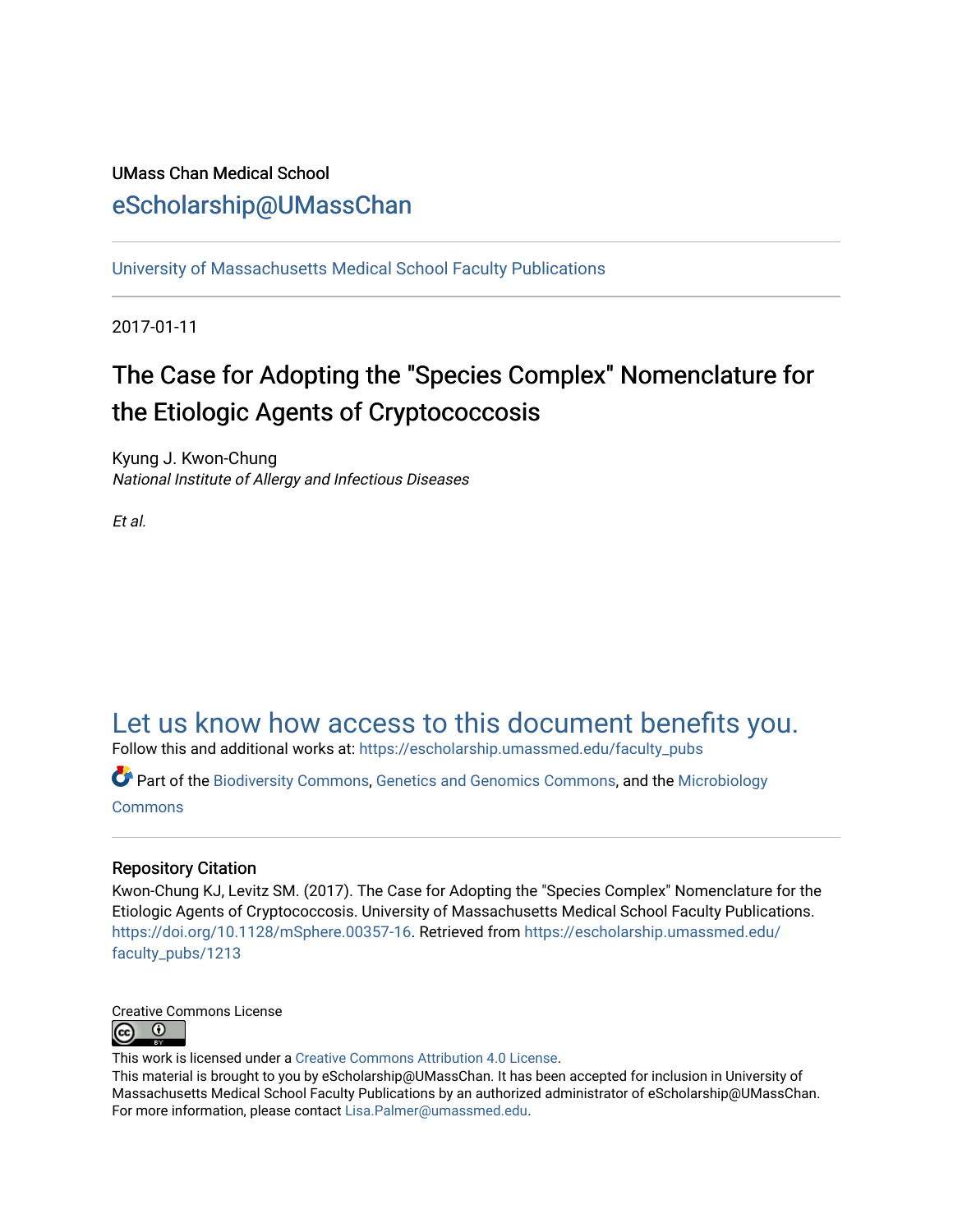UMass Chan Medical School

eScholarship@UMassChan

University of Massachusetts Medical School Faculty Publications

2017-01-11

# The Case for Adopting the "Species Complex" Nomenclature for the Etiologic Agents of Cryptococcosis

Kyung J. Kwon-Chung
*National Institute of Allergy and Infectious Diseases*

*Et al.*

Let us know how access to this document benefits you.

Follow this and additional works at: https://escholarship.umassmed.edu/faculty_pubs

Part of the Biodiversity Commons, Genetics and Genomics Commons, and the Microbiology Commons

## Repository Citation

Kwon-Chung KJ, Levitz SM. (2017). The Case for Adopting the "Species Complex" Nomenclature for the Etiologic Agents of Cryptococcosis. University of Massachusetts Medical School Faculty Publications. https://doi.org/10.1128/mSphere.00357-16. Retrieved from https://escholarship.umassmed.edu/faculty_pubs/1213

Creative Commons License

This work is licensed under a Creative Commons Attribution 4.0 License.
This material is brought to you by eScholarship@UMassChan. It has been accepted for inclusion in University of Massachusetts Medical School Faculty Publications by an authorized administrator of eScholarship@UMassChan. For more information, please contact Lisa.Palmer@umassmed.edu.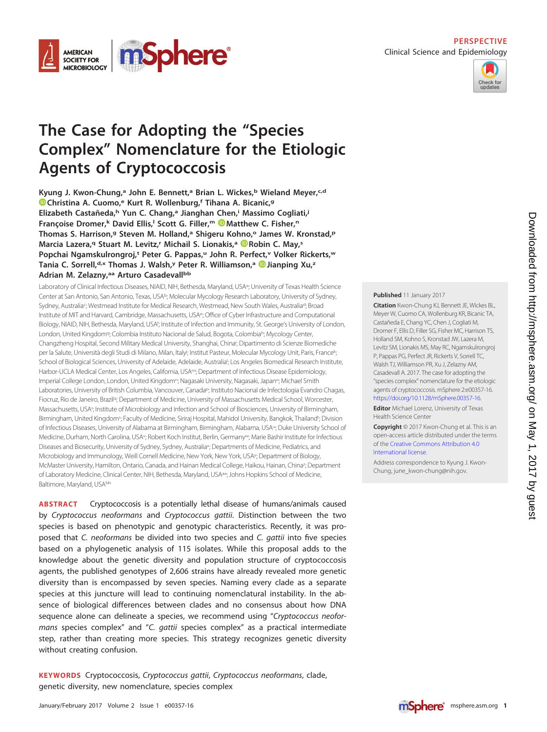# The Case for Adopting the "Species Complex" Nomenclature for the Etiologic Agents of Cryptococcosis

**Kyung J. Kwon-Chung,[a] John E. Bennett,[a] Brian L. Wickes,[b] Wieland Meyer,[c,d] Christina A. Cuomo,[e] Kurt R. Wollenburg,[f] Tihana A. Bicanic,[g] Elizabeth Castañeda,[h] Yun C. Chang,[a] Jianghan Chen,[i] Massimo Cogliati,[j] Françoise Dromer,[k] David Ellis,[l] Scott G. Filler,[m] Matthew C. Fisher,[n] Thomas S. Harrison,[g] Steven M. Holland,[a] Shigeru Kohno,[o] James W. Kronstad,[p] Marcia Lazera,[q] Stuart M. Levitz,[r] Michail S. Lionakis,[a] Robin C. May,[s] Popchai Ngamskulrongroj,[t] Peter G. Pappas,[u] John R. Perfect,[v] Volker Rickerts,[w] Tania C. Sorrell,[d,x] Thomas J. Walsh,[y] Peter R. Williamson,[a] Jianping Xu,[z] Adrian M. Zelazny,[aa] Arturo Casadevall[bb]**

Laboratory of Clinical Infectious Diseases, NIAID, NIH, Bethesda, Maryland, USA[a]; University of Texas Health Science Center at San Antonio, San Antonio, Texas, USA[b]; Molecular Mycology Research Laboratory, University of Sydney, Sydney, Australia[c]; Westmead Institute for Medical Research, Westmead, New South Wales, Australia[d]; Broad Institute of MIT and Harvard, Cambridge, Massachusetts, USA[e]; Office of Cyber Infrastructure and Computational Biology, NIAID, NIH, Bethesda, Maryland, USA[f]; Institute of Infection and Immunity, St. George's University of London, London, United Kingdom[g]; Colombia Instituto Nacional de Salud, Bogota, Colombia[h]; Mycology Center, Changzheng Hospital, Second Military Medical University, Shanghai, China[i]; Dipartimento di Scienze Biomediche per la Salute, Università degli Studi di Milano, Milan, Italy[j]; Institut Pasteur, Molecular Mycology Unit, Paris, France[k]; School of Biological Sciences, University of Adelaide, Adelaide, Australia[l]; Los Angeles Biomedical Research Institute, Harbor-UCLA Medical Center, Los Angeles, California, USA[m]; Department of Infectious Disease Epidemiology, Imperial College London, London, United Kingdom[n]; Nagasaki University, Nagasaki, Japan[o]; Michael Smith Laboratories, University of British Columbia, Vancouver, Canada[p]; Instituto Nacional de Infectologia Evandro Chagas, Fiocruz, Rio de Janeiro, Brazil[q]; Department of Medicine, University of Massachusetts Medical School, Worcester, Massachusetts, USA[r]; Institute of Microbiology and Infection and School of Biosciences, University of Birmingham, Birmingham, United Kingdom[s]; Faculty of Medicine, Siriraj Hospital, Mahidol University, Bangkok, Thailand[t]; Division of Infectious Diseases, University of Alabama at Birmingham, Birmingham, Alabama, USA[u]; Duke University School of Medicine, Durham, North Carolina, USA[v]; Robert Koch Institut, Berlin, Germany[w]; Marie Bashir Institute for Infectious Diseases and Biosecurity, University of Sydney, Sydney, Australia[x]; Departments of Medicine, Pediatrics, and Microbiology and Immunology, Weill Cornell Medicine, New York, New York, USA[y]; Department of Biology, McMaster University, Hamilton, Ontario, Canada, and Hainan Medical College, Haikou, Hainan, China[z]; Department of Laboratory Medicine, Clinical Center, NIH, Bethesda, Maryland, USA[aa]; Johns Hopkins School of Medicine, Baltimore, Maryland, USA[bb]

**ABSTRACT** Cryptococcosis is a potentially lethal disease of humans/animals caused by *Cryptococcus neoformans* and *Cryptococcus gattii*. Distinction between the two species is based on phenotypic and genotypic characteristics. Recently, it was proposed that *C. neoformans* be divided into two species and *C. gattii* into five species based on a phylogenetic analysis of 115 isolates. While this proposal adds to the knowledge about the genetic diversity and population structure of cryptococcosis agents, the published genotypes of 2,606 strains have already revealed more genetic diversity than is encompassed by seven species. Naming every clade as a separate species at this juncture will lead to continuing nomenclatural instability. In the absence of biological differences between clades and no consensus about how DNA sequence alone can delineate a species, we recommend using "*Cryptococcus neoformans* species complex" and "*C. gattii* species complex" as a practical intermediate step, rather than creating more species. This strategy recognizes genetic diversity without creating confusion.

**KEYWORDS** Cryptococcosis, *Cryptococcus gattii*, *Cryptococcus neoformans*, clade, genetic diversity, new nomenclature, species complex

**Published** 11 January 2017

**Citation** Kwon-Chung KJ, Bennett JE, Wickes BL, Meyer W, Cuomo CA, Wollenburg KR, Bicanic TA, Castañeda E, Chang YC, Chen J, Cogliati M, Dromer F, Ellis D, Filler SG, Fisher MC, Harrison TS, Holland SM, Kohno S, Kronstad JW, Lazera M, Levitz SM, Lionakis MS, May RC, Ngamskulrongroj P, Pappas PG, Perfect JR, Rickerts V, Sorrell TC, Walsh TJ, Williamson PR, Xu J, Zelazny AM, Casadevall A. 2017. The case for adopting the "species complex" nomenclature for the etiologic agents of cryptococcosis. mSphere 2:e00357-16. https://doi.org/10.1128/mSphere.00357-16.

**Editor** Michael Lorenz, University of Texas Health Science Center

**Copyright** © 2017 Kwon-Chung et al. This is an open-access article distributed under the terms of the Creative Commons Attribution 4.0 International license.

Address correspondence to Kyung J. Kwon-Chung, june_kwon-chung@nih.gov.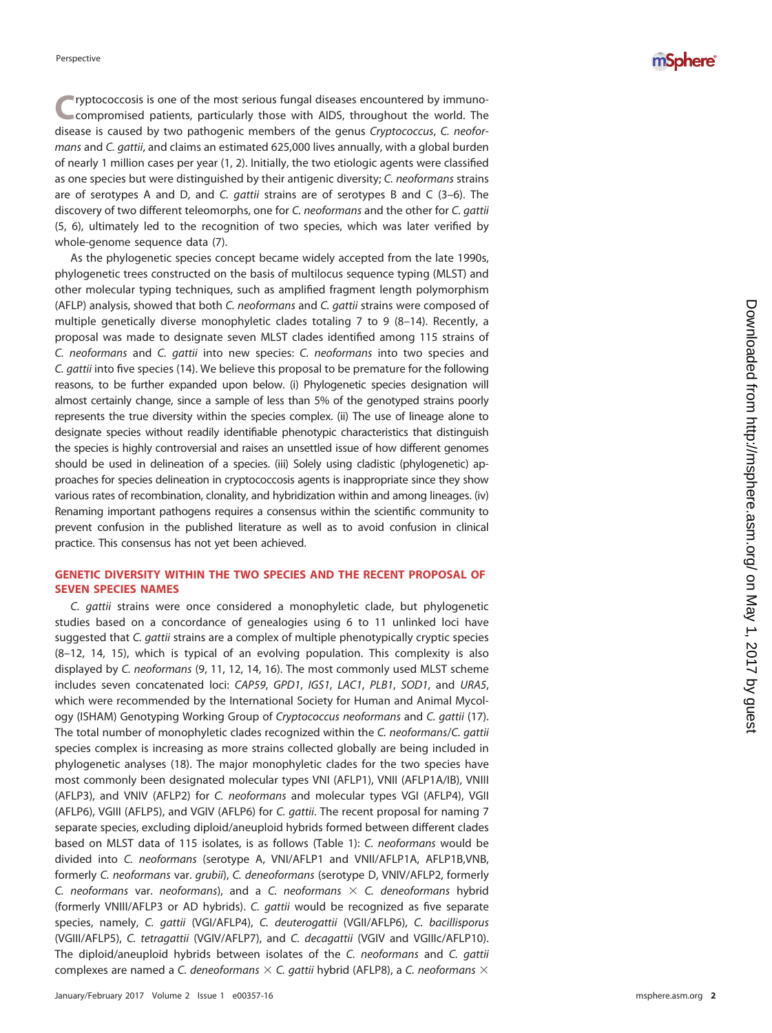Cryptococcosis is one of the most serious fungal diseases encountered by immunocompromised patients, particularly those with AIDS, throughout the world. The disease is caused by two pathogenic members of the genus *Cryptococcus*, *C. neoformans* and *C. gattii*, and claims an estimated 625,000 lives annually, with a global burden of nearly 1 million cases per year (1, 2). Initially, the two etiologic agents were classified as one species but were distinguished by their antigenic diversity; *C. neoformans* strains are of serotypes A and D, and *C. gattii* strains are of serotypes B and C (3–6). The discovery of two different teleomorphs, one for *C. neoformans* and the other for *C. gattii* (5, 6), ultimately led to the recognition of two species, which was later verified by whole-genome sequence data (7).

As the phylogenetic species concept became widely accepted from the late 1990s, phylogenetic trees constructed on the basis of multilocus sequence typing (MLST) and other molecular typing techniques, such as amplified fragment length polymorphism (AFLP) analysis, showed that both *C. neoformans* and *C. gattii* strains were composed of multiple genetically diverse monophyletic clades totaling 7 to 9 (8–14). Recently, a proposal was made to designate seven MLST clades identified among 115 strains of *C. neoformans* and *C. gattii* into new species: *C. neoformans* into two species and *C. gattii* into five species (14). We believe this proposal to be premature for the following reasons, to be further expanded upon below. (i) Phylogenetic species designation will almost certainly change, since a sample of less than 5% of the genotyped strains poorly represents the true diversity within the species complex. (ii) The use of lineage alone to designate species without readily identifiable phenotypic characteristics that distinguish the species is highly controversial and raises an unsettled issue of how different genomes should be used in delineation of a species. (iii) Solely using cladistic (phylogenetic) approaches for species delineation in cryptococcosis agents is inappropriate since they show various rates of recombination, clonality, and hybridization within and among lineages. (iv) Renaming important pathogens requires a consensus within the scientific community to prevent confusion in the published literature as well as to avoid confusion in clinical practice. This consensus has not yet been achieved.

## GENETIC DIVERSITY WITHIN THE TWO SPECIES AND THE RECENT PROPOSAL OF SEVEN SPECIES NAMES

*C. gattii* strains were once considered a monophyletic clade, but phylogenetic studies based on a concordance of genealogies using 6 to 11 unlinked loci have suggested that *C. gattii* strains are a complex of multiple phenotypically cryptic species (8–12, 14, 15), which is typical of an evolving population. This complexity is also displayed by *C. neoformans* (9, 11, 12, 14, 16). The most commonly used MLST scheme includes seven concatenated loci: *CAP59*, *GPD1*, *IGS1*, *LAC1*, *PLB1*, *SOD1*, and *URA5*, which were recommended by the International Society for Human and Animal Mycology (ISHAM) Genotyping Working Group of *Cryptococcus neoformans* and *C. gattii* (17). The total number of monophyletic clades recognized within the *C. neoformans*/*C. gattii* species complex is increasing as more strains collected globally are being included in phylogenetic analyses (18). The major monophyletic clades for the two species have most commonly been designated molecular types VNI (AFLP1), VNII (AFLP1A/IB), VNIII (AFLP3), and VNIV (AFLP2) for *C. neoformans* and molecular types VGI (AFLP4), VGII (AFLP6), VGIII (AFLP5), and VGIV (AFLP6) for *C. gattii*. The recent proposal for naming 7 separate species, excluding diploid/aneuploid hybrids formed between different clades based on MLST data of 115 isolates, is as follows (Table 1): *C. neoformans* would be divided into *C. neoformans* (serotype A, VNI/AFLP1 and VNII/AFLP1A, AFLP1B,VNB, formerly *C. neoformans* var. *grubii*), *C. deneoformans* (serotype D, VNIV/AFLP2, formerly *C. neoformans* var. *neoformans*), and a *C. neoformans* × *C. deneoformans* hybrid (formerly VNIII/AFLP3 or AD hybrids). *C. gattii* would be recognized as five separate species, namely, *C. gattii* (VGI/AFLP4), *C. deuterogattii* (VGII/AFLP6), *C. bacillisporus* (VGIII/AFLP5), *C. tetragattii* (VGIV/AFLP7), and *C. decagattii* (VGIV and VGIIIc/AFLP10). The diploid/aneuploid hybrids between isolates of the *C. neoformans* and *C. gattii* complexes are named a *C. deneoformans* × *C. gattii* hybrid (AFLP8), a *C. neoformans* ×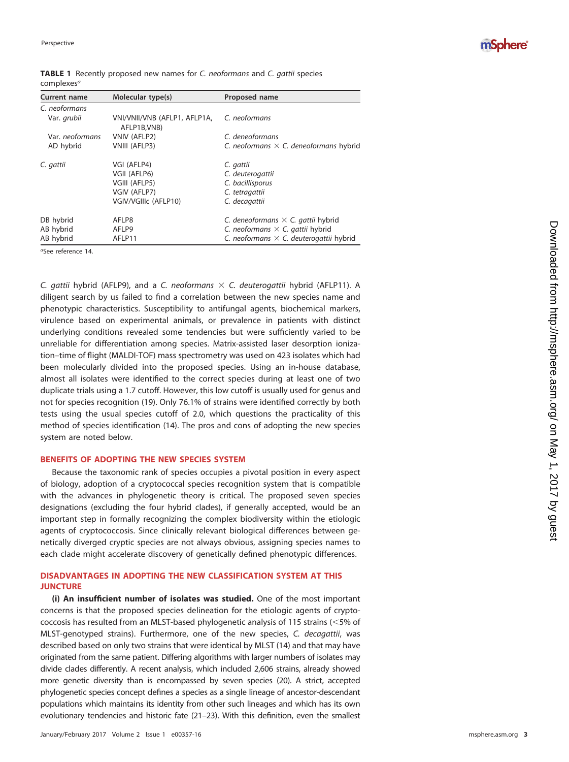**TABLE 1** Recently proposed new names for *C. neoformans* and *C. gattii* species complexes[a]

| Current name | Molecular type(s) | Proposed name |
| --- | --- | --- |
| *C. neoformans* | | |
| Var. *grubii* | VNI/VNII/VNB (AFLP1, AFLP1A, AFLP1B,VNB) | *C. neoformans* |
| Var. *neoformans* | VNIV (AFLP2) | *C. deneoformans* |
| AD hybrid | VNIII (AFLP3) | *C. neoformans* × *C. deneoformans* hybrid |
| *C. gattii* | VGI (AFLP4) | *C. gattii* |
| | VGII (AFLP6) | *C. deuterogattii* |
| | VGIII (AFLP5) | *C. bacillisporus* |
| | VGIV (AFLP7) | *C. tetragattii* |
| | VGIV/VGIIIc (AFLP10) | *C. decagattii* |
| DB hybrid | AFLP8 | *C. deneoformans* × *C. gattii* hybrid |
| AB hybrid | AFLP9 | *C. neoformans* × *C. gattii* hybrid |
| AB hybrid | AFLP11 | *C. neoformans* × *C. deuterogattii* hybrid |

[a]See reference 14.

*C. gattii* hybrid (AFLP9), and a *C. neoformans* × *C. deuterogattii* hybrid (AFLP11). A diligent search by us failed to find a correlation between the new species name and phenotypic characteristics. Susceptibility to antifungal agents, biochemical markers, virulence based on experimental animals, or prevalence in patients with distinct underlying conditions revealed some tendencies but were sufficiently varied to be unreliable for differentiation among species. Matrix-assisted laser desorption ionization–time of flight (MALDI-TOF) mass spectrometry was used on 423 isolates which had been molecularly divided into the proposed species. Using an in-house database, almost all isolates were identified to the correct species during at least one of two duplicate trials using a 1.7 cutoff. However, this low cutoff is usually used for genus and not for species recognition (19). Only 76.1% of strains were identified correctly by both tests using the usual species cutoff of 2.0, which questions the practicality of this method of species identification (14). The pros and cons of adopting the new species system are noted below.

## BENEFITS OF ADOPTING THE NEW SPECIES SYSTEM

Because the taxonomic rank of species occupies a pivotal position in every aspect of biology, adoption of a cryptococcal species recognition system that is compatible with the advances in phylogenetic theory is critical. The proposed seven species designations (excluding the four hybrid clades), if generally accepted, would be an important step in formally recognizing the complex biodiversity within the etiologic agents of cryptococcosis. Since clinically relevant biological differences between genetically diverged cryptic species are not always obvious, assigning species names to each clade might accelerate discovery of genetically defined phenotypic differences.

## DISADVANTAGES IN ADOPTING THE NEW CLASSIFICATION SYSTEM AT THIS JUNCTURE

**(i) An insufficient number of isolates was studied.** One of the most important concerns is that the proposed species delineation for the etiologic agents of cryptococcosis has resulted from an MLST-based phylogenetic analysis of 115 strains (<5% of MLST-genotyped strains). Furthermore, one of the new species, *C. decagattii*, was described based on only two strains that were identical by MLST (14) and that may have originated from the same patient. Differing algorithms with larger numbers of isolates may divide clades differently. A recent analysis, which included 2,606 strains, already showed more genetic diversity than is encompassed by seven species (20). A strict, accepted phylogenetic species concept defines a species as a single lineage of ancestor-descendant populations which maintains its identity from other such lineages and which has its own evolutionary tendencies and historic fate (21–23). With this definition, even the smallest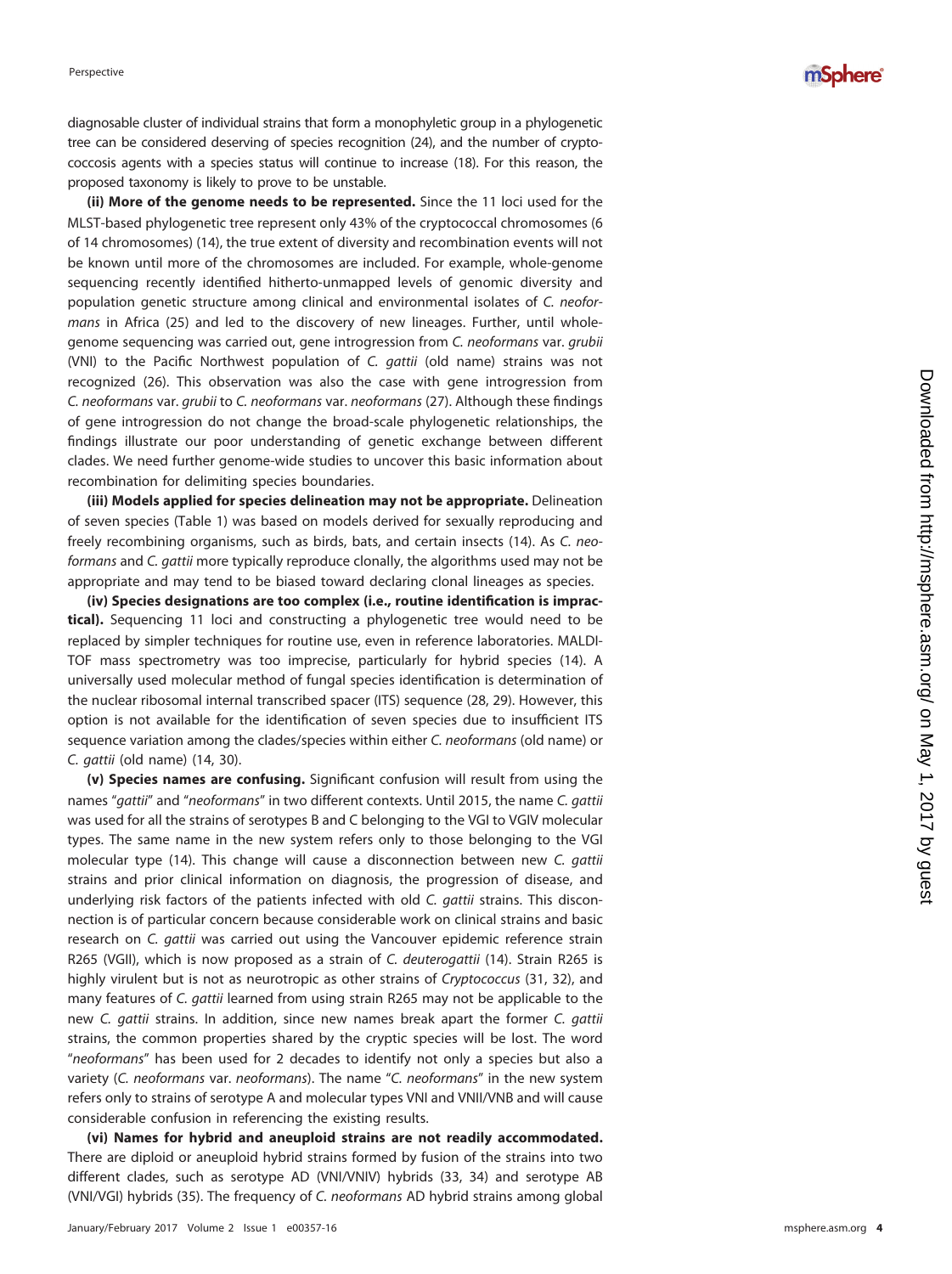diagnosable cluster of individual strains that form a monophyletic group in a phylogenetic tree can be considered deserving of species recognition (24), and the number of cryptococcosis agents with a species status will continue to increase (18). For this reason, the proposed taxonomy is likely to prove to be unstable.

**(ii) More of the genome needs to be represented.** Since the 11 loci used for the MLST-based phylogenetic tree represent only 43% of the cryptococcal chromosomes (6 of 14 chromosomes) (14), the true extent of diversity and recombination events will not be known until more of the chromosomes are included. For example, whole-genome sequencing recently identified hitherto-unmapped levels of genomic diversity and population genetic structure among clinical and environmental isolates of *C. neoformans* in Africa (25) and led to the discovery of new lineages. Further, until whole-genome sequencing was carried out, gene introgression from *C. neoformans* var. *grubii* (VNI) to the Pacific Northwest population of *C. gattii* (old name) strains was not recognized (26). This observation was also the case with gene introgression from *C. neoformans* var. *grubii* to *C. neoformans* var. *neoformans* (27). Although these findings of gene introgression do not change the broad-scale phylogenetic relationships, the findings illustrate our poor understanding of genetic exchange between different clades. We need further genome-wide studies to uncover this basic information about recombination for delimiting species boundaries.

**(iii) Models applied for species delineation may not be appropriate.** Delineation of seven species (Table 1) was based on models derived for sexually reproducing and freely recombining organisms, such as birds, bats, and certain insects (14). As *C. neoformans* and *C. gattii* more typically reproduce clonally, the algorithms used may not be appropriate and may tend to be biased toward declaring clonal lineages as species.

**(iv) Species designations are too complex (i.e., routine identification is impractical).** Sequencing 11 loci and constructing a phylogenetic tree would need to be replaced by simpler techniques for routine use, even in reference laboratories. MALDI-TOF mass spectrometry was too imprecise, particularly for hybrid species (14). A universally used molecular method of fungal species identification is determination of the nuclear ribosomal internal transcribed spacer (ITS) sequence (28, 29). However, this option is not available for the identification of seven species due to insufficient ITS sequence variation among the clades/species within either *C. neoformans* (old name) or *C. gattii* (old name) (14, 30).

**(v) Species names are confusing.** Significant confusion will result from using the names "*gattii*" and "*neoformans*" in two different contexts. Until 2015, the name *C. gattii* was used for all the strains of serotypes B and C belonging to the VGI to VGIV molecular types. The same name in the new system refers only to those belonging to the VGI molecular type (14). This change will cause a disconnection between new *C. gattii* strains and prior clinical information on diagnosis, the progression of disease, and underlying risk factors of the patients infected with old *C. gattii* strains. This disconnection is of particular concern because considerable work on clinical strains and basic research on *C. gattii* was carried out using the Vancouver epidemic reference strain R265 (VGII), which is now proposed as a strain of *C. deuterogattii* (14). Strain R265 is highly virulent but is not as neurotropic as other strains of *Cryptococcus* (31, 32), and many features of *C. gattii* learned from using strain R265 may not be applicable to the new *C. gattii* strains. In addition, since new names break apart the former *C. gattii* strains, the common properties shared by the cryptic species will be lost. The word "*neoformans*" has been used for 2 decades to identify not only a species but also a variety (*C. neoformans* var. *neoformans*). The name "*C. neoformans*" in the new system refers only to strains of serotype A and molecular types VNI and VNII/VNB and will cause considerable confusion in referencing the existing results.

**(vi) Names for hybrid and aneuploid strains are not readily accommodated.** There are diploid or aneuploid hybrid strains formed by fusion of the strains into two different clades, such as serotype AD (VNI/VNIV) hybrids (33, 34) and serotype AB (VNI/VGI) hybrids (35). The frequency of *C. neoformans* AD hybrid strains among global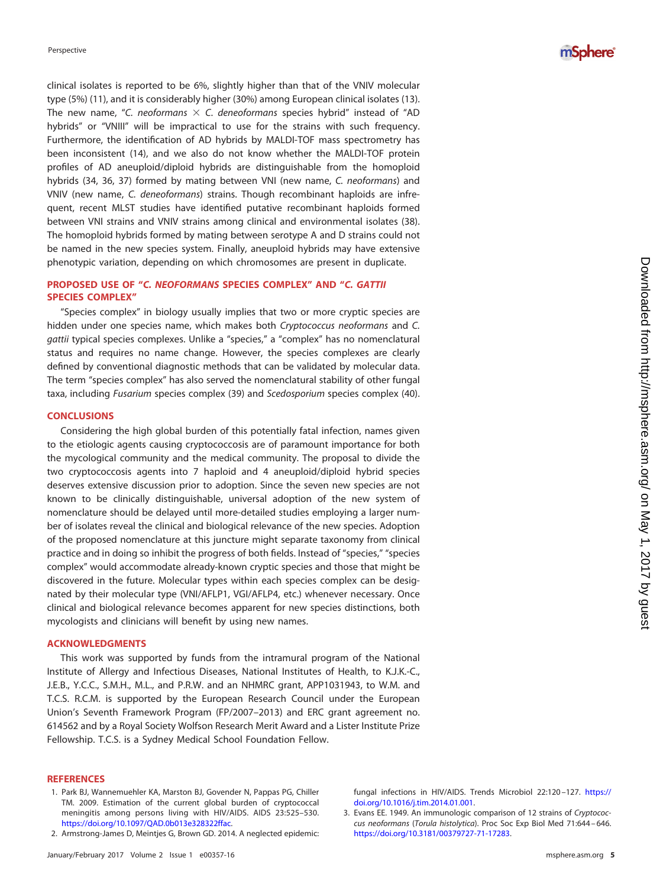clinical isolates is reported to be 6%, slightly higher than that of the VNIV molecular type (5%) (11), and it is considerably higher (30%) among European clinical isolates (13). The new name, "*C. neoformans* × *C. deneoformans* species hybrid" instead of "AD hybrids" or "VNIII" will be impractical to use for the strains with such frequency. Furthermore, the identification of AD hybrids by MALDI-TOF mass spectrometry has been inconsistent (14), and we also do not know whether the MALDI-TOF protein profiles of AD aneuploid/diploid hybrids are distinguishable from the homoploid hybrids (34, 36, 37) formed by mating between VNI (new name, *C. neoformans*) and VNIV (new name, *C. deneoformans*) strains. Though recombinant haploids are infrequent, recent MLST studies have identified putative recombinant haploids formed between VNI strains and VNIV strains among clinical and environmental isolates (38). The homoploid hybrids formed by mating between serotype A and D strains could not be named in the new species system. Finally, aneuploid hybrids may have extensive phenotypic variation, depending on which chromosomes are present in duplicate.

## PROPOSED USE OF "*C. NEOFORMANS* SPECIES COMPLEX" AND "*C. GATTII* SPECIES COMPLEX"

"Species complex" in biology usually implies that two or more cryptic species are hidden under one species name, which makes both *Cryptococcus neoformans* and *C. gattii* typical species complexes. Unlike a "species," a "complex" has no nomenclatural status and requires no name change. However, the species complexes are clearly defined by conventional diagnostic methods that can be validated by molecular data. The term "species complex" has also served the nomenclatural stability of other fungal taxa, including *Fusarium* species complex (39) and *Scedosporium* species complex (40).

## CONCLUSIONS

Considering the high global burden of this potentially fatal infection, names given to the etiologic agents causing cryptococcosis are of paramount importance for both the mycological community and the medical community. The proposal to divide the two cryptococcosis agents into 7 haploid and 4 aneuploid/diploid hybrid species deserves extensive discussion prior to adoption. Since the seven new species are not known to be clinically distinguishable, universal adoption of the new system of nomenclature should be delayed until more-detailed studies employing a larger number of isolates reveal the clinical and biological relevance of the new species. Adoption of the proposed nomenclature at this juncture might separate taxonomy from clinical practice and in doing so inhibit the progress of both fields. Instead of "species," "species complex" would accommodate already-known cryptic species and those that might be discovered in the future. Molecular types within each species complex can be designated by their molecular type (VNI/AFLP1, VGI/AFLP4, etc.) whenever necessary. Once clinical and biological relevance becomes apparent for new species distinctions, both mycologists and clinicians will benefit by using new names.

## ACKNOWLEDGMENTS

This work was supported by funds from the intramural program of the National Institute of Allergy and Infectious Diseases, National Institutes of Health, to K.J.K.-C., J.E.B., Y.C.C., S.M.H., M.L., and P.R.W. and an NHMRC grant, APP1031943, to W.M. and T.C.S. R.C.M. is supported by the European Research Council under the European Union's Seventh Framework Program (FP/2007–2013) and ERC grant agreement no. 614562 and by a Royal Society Wolfson Research Merit Award and a Lister Institute Prize Fellowship. T.C.S. is a Sydney Medical School Foundation Fellow.

## REFERENCES

1. Park BJ, Wannemuehler KA, Marston BJ, Govender N, Pappas PG, Chiller TM. 2009. Estimation of the current global burden of cryptococcal meningitis among persons living with HIV/AIDS. AIDS 23:525–530. https://doi.org/10.1097/QAD.0b013e328322ffac.
2. Armstrong-James D, Meintjes G, Brown GD. 2014. A neglected epidemic: fungal infections in HIV/AIDS. Trends Microbiol 22:120–127. https://doi.org/10.1016/j.tim.2014.01.001.
3. Evans EE. 1949. An immunologic comparison of 12 strains of *Cryptococcus neoformans* (*Torula histolytica*). Proc Soc Exp Biol Med 71:644–646. https://doi.org/10.3181/00379727-71-17283.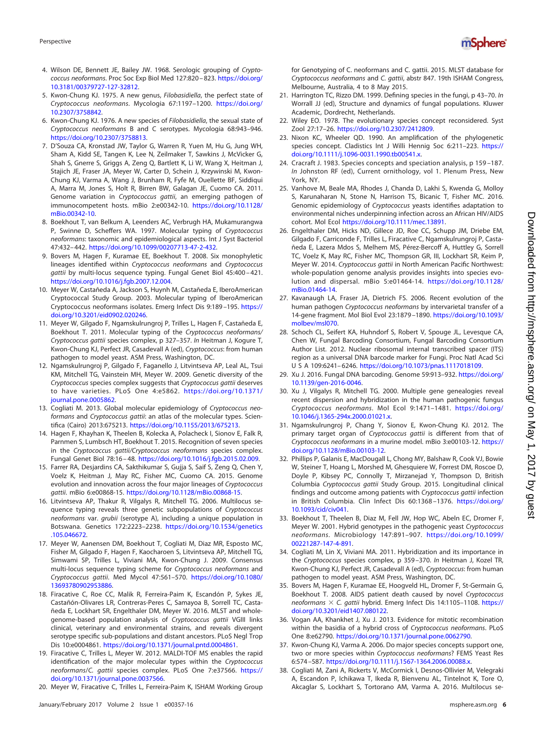4. Wilson DE, Bennett JE, Bailey JW. 1968. Serologic grouping of *Cryptococcus neoformans*. Proc Soc Exp Biol Med 127:820–823. https://doi.org/10.3181/00379727-127-32812.
5. Kwon-Chung KJ. 1975. A new genus, *Filobasidiella*, the perfect state of *Cryptococcus neoformans*. Mycologia 67:1197–1200. https://doi.org/10.2307/3758842.
6. Kwon-Chung KJ. 1976. A new species of *Filobasidiella*, the sexual state of *Cryptococcus neoformans* B and C serotypes. Mycologia 68:943–946. https://doi.org/10.2307/3758813.
7. D'Souza CA, Kronstad JW, Taylor G, Warren R, Yuen M, Hu G, Jung WH, Sham A, Kidd SE, Tangen K, Lee N, Zeilmaker T, Sawkins J, McVicker G, Shah S, Gnerre S, Griggs A, Zeng Q, Bartlett K, Li W, Wang X, Heitman J, Stajich JE, Fraser JA, Meyer W, Carter D, Schein J, Krzywinski M, Kwon-Chung KJ, Varma A, Wang J, Brunham R, Fyfe M, Ouellette BF, Siddiqui A, Marra M, Jones S, Holt R, Birren BW, Galagan JE, Cuomo CA. 2011. Genome variation in *Cryptococcus gattii*, an emerging pathogen of immunocompetent hosts. mBio 2:e00342-10. https://doi.org/10.1128/mBio.00342-10.
8. Boekhout T, van Belkum A, Leenders AC, Verbrugh HA, Mukamurangwa P, Swinne D, Scheffers WA. 1997. Molecular typing of *Cryptococcus neoformans*: taxonomic and epidemiological aspects. Int J Syst Bacteriol 47:432–442. https://doi.org/10.1099/00207713-47-2-432.
9. Bovers M, Hagen F, Kuramae EE, Boekhout T. 2008. Six monophyletic lineages identified within *Cryptococcus neoformans* and *Cryptococcus gattii* by multi-locus sequence typing. Fungal Genet Biol 45:400–421. https://doi.org/10.1016/j.fgb.2007.12.004.
10. Meyer W, Castañeda A, Jackson S, Huynh M, Castañeda E, IberoAmerican Cryptococcal Study Group. 2003. Molecular typing of IberoAmerican Cryptococcus neoformans isolates. Emerg Infect Dis 9:189–195. https://doi.org/10.3201/eid0902.020246.
11. Meyer W, Gilgado F, Ngamskulrungroj P, Trilles L, Hagen F, Castañeda E, Boekhout T. 2011. Molecular typing of the *Cryptococcus neoformans/Cryptococcus gattii* species complex, p 327–357. *In* Heitman J, Kogure T, Kwon-Chung KJ, Perfect JR, Casadevall A (ed), *Cryptococcus*: from human pathogen to model yeast. ASM Press, Washington, DC.
12. Ngamskulrungroj P, Gilgado F, Faganello J, Litvintseva AP, Leal AL, Tsui KM, Mitchell TG, Vainstein MH, Meyer W. 2009. Genetic diversity of the *Cryptococcus* species complex suggests that *Cryptococcus gattii* deserves to have varieties. PLoS One 4:e5862. https://doi.org/10.1371/journal.pone.0005862.
13. Cogliati M. 2013. Global molecular epidemiology of *Cryptococcus neoformans* and *Cryptococcus gattii*: an atlas of the molecular types. Scientifica (Cairo) 2013:675213. https://doi.org/10.1155/2013/675213.
14. Hagen F, Khayhan K, Theelen B, Kolecka A, Polacheck I, Sionov E, Falk R, Parnmen S, Lumbsch HT, Boekhout T. 2015. Recognition of seven species in the *Cryptococcus gattii/Cryptococcus neoformans* species complex. Fungal Genet Biol 78:16–48. https://doi.org/10.1016/j.fgb.2015.02.009.
15. Farrer RA, Desjardins CA, Sakthikumar S, Gujja S, Saif S, Zeng Q, Chen Y, Voelz K, Heitman J, May RC, Fisher MC, Cuomo CA. 2015. Genome evolution and innovation across the four major lineages of *Cryptococcus gattii*. mBio 6:e00868-15. https://doi.org/10.1128/mBio.00868-15.
16. Litvintseva AP, Thakur R, Vilgalys R, Mitchell TG. 2006. Multilocus sequence typing reveals three genetic subpopulations of *Cryptococcus neoformans* var. *grubii* (serotype A), including a unique population in Botswana. Genetics 172:2223–2238. https://doi.org/10.1534/genetics.105.046672.
17. Meyer W, Aanensen DM, Boekhout T, Cogliati M, Diaz MR, Esposto MC, Fisher M, Gilgado F, Hagen F, Kaocharoen S, Litvintseva AP, Mitchell TG, Simwami SP, Trilles L, Viviani MA, Kwon-Chung J. 2009. Consensus multi-locus sequence typing scheme for *Cryptococcus neoformans* and *Cryptococcus gattii*. Med Mycol 47:561–570. https://doi.org/10.1080/13693780902953886.
18. Firacative C, Roe CC, Malik R, Ferreira-Paim K, Escandón P, Sykes JE, Castañón-Olivares LR, Contreras-Peres C, Samayoa B, Sorrell TC, Castañeda E, Lockhart SR, Engelthaler DM, Meyer W. 2016. MLST and whole-genome-based population analysis of *Cryptococcus gattii* VGIII links clinical, veterinary and environmental strains, and reveals divergent serotype specific sub-populations and distant ancestors. PLoS Negl Trop Dis 10:e0004861. https://doi.org/10.1371/journal.pntd.0004861.
19. Firacative C, Trilles L, Meyer W. 2012. MALDI-TOF MS enables the rapid identification of the major molecular types within the *Cryptococcus neoformans/C. gattii* species complex. PLoS One 7:e37566. https://doi.org/10.1371/journal.pone.0037566.
20. Meyer W, Firacative C, Trilles L, Ferreira-Paim K, ISHAM Working Group for Genotyping of C. neoformans and C. gattii. 2015. MLST database for *Cryptococcus neoformans* and *C. gattii*, abstr 847. 19th ISHAM Congress, Melbourne, Australia, 4 to 8 May 2015.
21. Harrington TC, Rizzo DM. 1999. Defining species in the fungi, p 43–70. *In* Worrall JJ (ed), Structure and dynamics of fungal populations. Kluwer Academic, Dordrecht, Netherlands.
22. Wiley EO. 1978. The evolutionary species concept reconsidered. Syst Zool 27:17–26. https://doi.org/10.2307/2412809.
23. Nixon KC, Wheeler QD. 1990. An amplification of the phylogenetic species concept. Cladistics Int J Willi Hennig Soc 6:211–223. https://doi.org/10.1111/j.1096-0031.1990.tb00541.x.
24. Cracraft J. 1983. Species concepts and speciation analysis, p 159–187. *In* Johnston RF (ed), Current ornithology, vol 1. Plenum Press, New York, NY.
25. Vanhove M, Beale MA, Rhodes J, Chanda D, Lakhi S, Kwenda G, Molloy S, Karunaharan N, Stone N, Harrison TS, Bicanic T, Fisher MC. 2016. Genomic epidemiology of *Cryptococcus* yeasts identifies adaptation to environmental niches underpinning infection across an African HIV/AIDS cohort. Mol Ecol https://doi.org/10.1111/mec.13891.
26. Engelthaler DM, Hicks ND, Gillece JD, Roe CC, Schupp JM, Driebe EM, Gilgado F, Carriconde F, Trilles L, Firacative C, Ngamskulrungroj P, Castañeda E, Lazera Mdos S, Melhem MS, Pérez-Bercoff A, Huttley G, Sorrell TC, Voelz K, May RC, Fisher MC, Thompson GR, III, Lockhart SR, Keim P, Meyer W. 2014. *Cryptococcus gattii* in North American Pacific Northwest: whole-population genome analysis provides insights into species evolution and dispersal. mBio 5:e01464-14. https://doi.org/10.1128/mBio.01464-14.
27. Kavanaugh LA, Fraser JA, Dietrich FS. 2006. Recent evolution of the human pathogen *Cryptococcus neoformans* by intervarietal transfer of a 14-gene fragment. Mol Biol Evol 23:1879–1890. https://doi.org/10.1093/molbev/msl070.
28. Schoch CL, Seifert KA, Huhndorf S, Robert V, Spouge JL, Levesque CA, Chen W, Fungal Barcoding Consortium, Fungal Barcoding Consortium Author List. 2012. Nuclear ribosomal internal transcribed spacer (ITS) region as a universal DNA barcode marker for Fungi. Proc Natl Acad Sci U S A 109:6241–6246. https://doi.org/10.1073/pnas.1117018109.
29. Xu J. 2016. Fungal DNA barcoding. Genome 59:913–932. https://doi.org/10.1139/gen-2016-0046.
30. Xu J, Vilgalys R, Mitchell TG. 2000. Multiple gene genealogies reveal recent dispersion and hybridization in the human pathogenic fungus *Cryptococcus neoformans*. Mol Ecol 9:1471–1481. https://doi.org/10.1046/j.1365-294x.2000.01021.x.
31. Ngamskulrungroj P, Chang Y, Sionov E, Kwon-Chung KJ. 2012. The primary target organ of *Cryptococcus gattii* is different from that of *Cryptococcus neoformans* in a murine model. mBio 3:e00103-12. https://doi.org/10.1128/mBio.00103-12.
32. Phillips P, Galanis E, MacDougall L, Chong MY, Balshaw R, Cook VJ, Bowie W, Steiner T, Hoang L, Morshed M, Ghesquiere W, Forrest DM, Roscoe D, Doyle P, Kibsey PC, Connolly T, Mirzanejad Y, Thompson D, British Columbia *Cryptococcus gattii* Study Group. 2015. Longitudinal clinical findings and outcome among patients with *Cryptococcus gattii* infection in British Columbia. Clin Infect Dis 60:1368–1376. https://doi.org/10.1093/cid/civ041.
33. Boekhout T, Theelen B, Diaz M, Fell JW, Hop WC, Abeln EC, Dromer F, Meyer W. 2001. Hybrid genotypes in the pathogenic yeast *Cryptococcus neoformans*. Microbiology 147:891–907. https://doi.org/10.1099/00221287-147-4-891.
34. Cogliati M, Lin X, Viviani MA. 2011. Hybridization and its importance in the *Cryptococcus* species complex, p 359–370. *In* Heitman J, Kozel TR, Kwon-Chung KJ, Perfect JR, Casadevall A (ed), *Cryptococcus*: from human pathogen to model yeast. ASM Press, Washington, DC.
35. Bovers M, Hagen F, Kuramae EE, Hoogveld HL, Dromer F, St-Germain G, Boekhout T. 2008. AIDS patient death caused by novel *Cryptococcus neoformans* × *C. gattii* hybrid. Emerg Infect Dis 14:1105–1108. https://doi.org/10.3201/eid1407.080122.
36. Vogan AA, Khankhet J, Xu J. 2013. Evidence for mitotic recombination within the basidia of a hybrid cross of *Cryptococcus neoformans*. PLoS One 8:e62790. https://doi.org/10.1371/journal.pone.0062790.
37. Kwon-Chung KJ, Varma A. 2006. Do major species concepts support one, two or more species within *Cryptococcus neoformans*? FEMS Yeast Res 6:574–587. https://doi.org/10.1111/j.1567-1364.2006.00088.x.
38. Cogliati M, Zani A, Rickerts V, McCormick I, Desnos-Ollivier M, Velegraki A, Escandon P, Ichikawa T, Ikeda R, Bienvenu AL, Tintelnot K, Tore O, Akcaglar S, Lockhart S, Tortorano AM, Varma A. 2016. Multilocus se-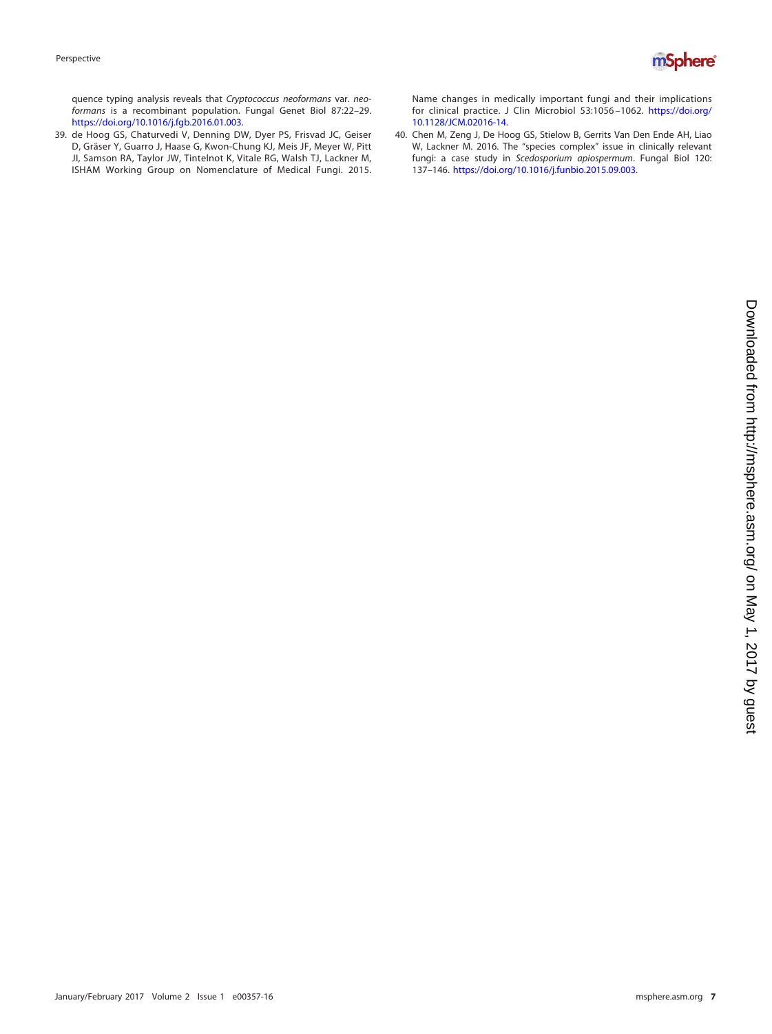quence typing analysis reveals that *Cryptococcus neoformans* var. *neoformans* is a recombinant population. Fungal Genet Biol 87:22–29. https://doi.org/10.1016/j.fgb.2016.01.003.

39. de Hoog GS, Chaturvedi V, Denning DW, Dyer PS, Frisvad JC, Geiser D, Gräser Y, Guarro J, Haase G, Kwon-Chung KJ, Meis JF, Meyer W, Pitt JI, Samson RA, Taylor JW, Tintelnot K, Vitale RG, Walsh TJ, Lackner M, ISHAM Working Group on Nomenclature of Medical Fungi. 2015. Name changes in medically important fungi and their implications for clinical practice. J Clin Microbiol 53:1056–1062. https://doi.org/10.1128/JCM.02016-14.

40. Chen M, Zeng J, De Hoog GS, Stielow B, Gerrits Van Den Ende AH, Liao W, Lackner M. 2016. The "species complex" issue in clinically relevant fungi: a case study in *Scedosporium apiospermum*. Fungal Biol 120:137–146. https://doi.org/10.1016/j.funbio.2015.09.003.